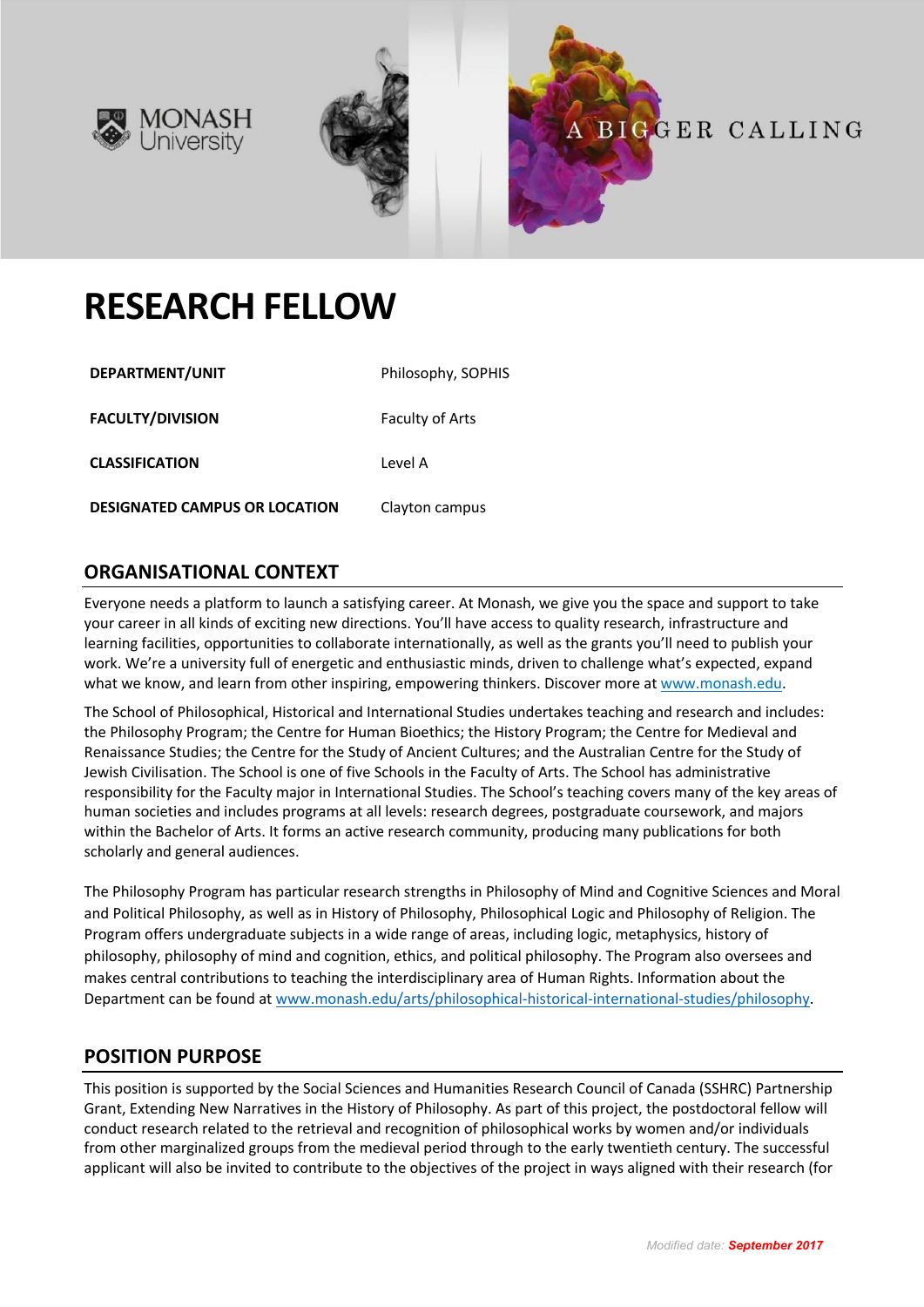# RESEARCH FELLOW

| | |
|---|---|
| **DEPARTMENT/UNIT** | Philosophy, SOPHIS |
| **FACULTY/DIVISION** | Faculty of Arts |
| **CLASSIFICATION** | Level A |
| **DESIGNATED CAMPUS OR LOCATION** | Clayton campus |

## ORGANISATIONAL CONTEXT

Everyone needs a platform to launch a satisfying career. At Monash, we give you the space and support to take your career in all kinds of exciting new directions. You'll have access to quality research, infrastructure and learning facilities, opportunities to collaborate internationally, as well as the grants you'll need to publish your work. We're a university full of energetic and enthusiastic minds, driven to challenge what's expected, expand what we know, and learn from other inspiring, empowering thinkers. Discover more at www.monash.edu.

The School of Philosophical, Historical and International Studies undertakes teaching and research and includes: the Philosophy Program; the Centre for Human Bioethics; the History Program; the Centre for Medieval and Renaissance Studies; the Centre for the Study of Ancient Cultures; and the Australian Centre for the Study of Jewish Civilisation. The School is one of five Schools in the Faculty of Arts. The School has administrative responsibility for the Faculty major in International Studies. The School's teaching covers many of the key areas of human societies and includes programs at all levels: research degrees, postgraduate coursework, and majors within the Bachelor of Arts. It forms an active research community, producing many publications for both scholarly and general audiences.

The Philosophy Program has particular research strengths in Philosophy of Mind and Cognitive Sciences and Moral and Political Philosophy, as well as in History of Philosophy, Philosophical Logic and Philosophy of Religion. The Program offers undergraduate subjects in a wide range of areas, including logic, metaphysics, history of philosophy, philosophy of mind and cognition, ethics, and political philosophy. The Program also oversees and makes central contributions to teaching the interdisciplinary area of Human Rights. Information about the Department can be found at www.monash.edu/arts/philosophical-historical-international-studies/philosophy.

## POSITION PURPOSE

This position is supported by the Social Sciences and Humanities Research Council of Canada (SSHRC) Partnership Grant, Extending New Narratives in the History of Philosophy. As part of this project, the postdoctoral fellow will conduct research related to the retrieval and recognition of philosophical works by women and/or individuals from other marginalized groups from the medieval period through to the early twentieth century. The successful applicant will also be invited to contribute to the objectives of the project in ways aligned with their research (for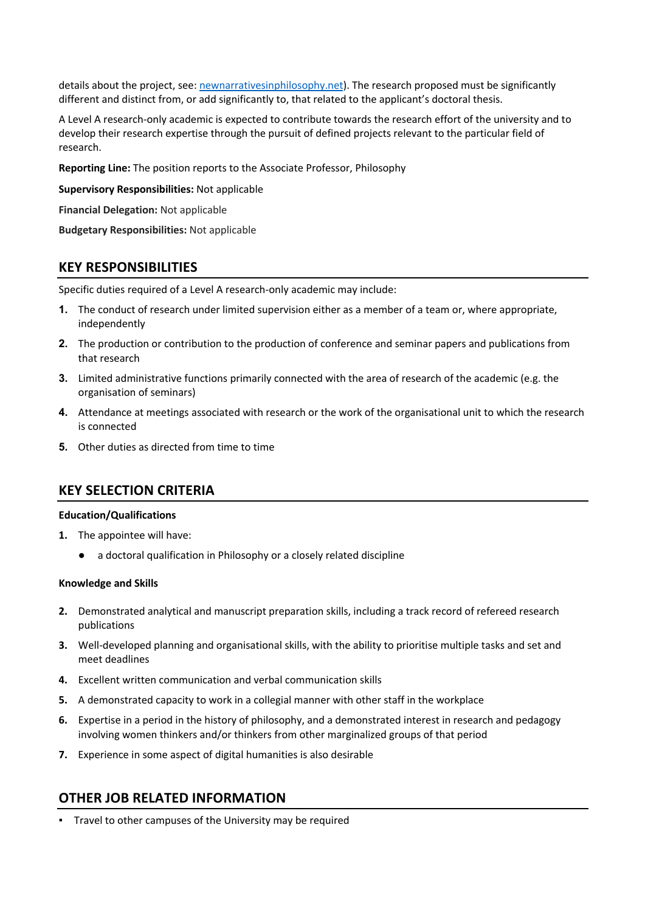details about the project, see: [newnarrativesinphilosophy.net](newnarrativesinphilosophy.net)). The research proposed must be significantly different and distinct from, or add significantly to, that related to the applicant's doctoral thesis.

A Level A research-only academic is expected to contribute towards the research effort of the university and to develop their research expertise through the pursuit of defined projects relevant to the particular field of research.

**Reporting Line:** The position reports to the Associate Professor, Philosophy

**Supervisory Responsibilities:** Not applicable

**Financial Delegation:** Not applicable

**Budgetary Responsibilities:** Not applicable

## KEY RESPONSIBILITIES

Specific duties required of a Level A research-only academic may include:

1. The conduct of research under limited supervision either as a member of a team or, where appropriate, independently
2. The production or contribution to the production of conference and seminar papers and publications from that research
3. Limited administrative functions primarily connected with the area of research of the academic (e.g. the organisation of seminars)
4. Attendance at meetings associated with research or the work of the organisational unit to which the research is connected
5. Other duties as directed from time to time

## KEY SELECTION CRITERIA

#### Education/Qualifications

1. The appointee will have:
   - a doctoral qualification in Philosophy or a closely related discipline

#### Knowledge and Skills

2. Demonstrated analytical and manuscript preparation skills, including a track record of refereed research publications
3. Well-developed planning and organisational skills, with the ability to prioritise multiple tasks and set and meet deadlines
4. Excellent written communication and verbal communication skills
5. A demonstrated capacity to work in a collegial manner with other staff in the workplace
6. Expertise in a period in the history of philosophy, and a demonstrated interest in research and pedagogy involving women thinkers and/or thinkers from other marginalized groups of that period
7. Experience in some aspect of digital humanities is also desirable

## OTHER JOB RELATED INFORMATION

- Travel to other campuses of the University may be required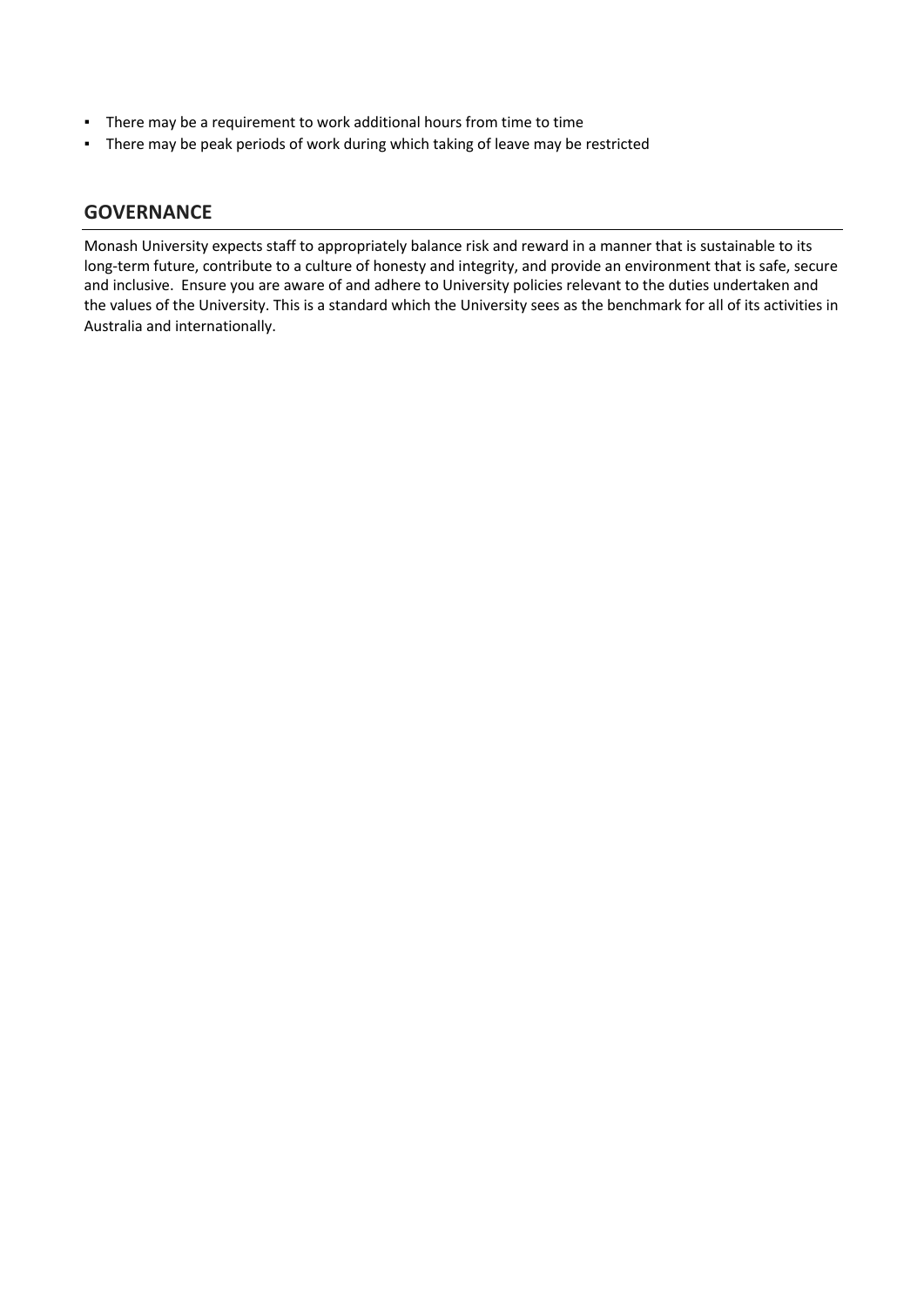- There may be a requirement to work additional hours from time to time
- There may be peak periods of work during which taking of leave may be restricted

## GOVERNANCE

Monash University expects staff to appropriately balance risk and reward in a manner that is sustainable to its long-term future, contribute to a culture of honesty and integrity, and provide an environment that is safe, secure and inclusive. Ensure you are aware of and adhere to University policies relevant to the duties undertaken and the values of the University. This is a standard which the University sees as the benchmark for all of its activities in Australia and internationally.